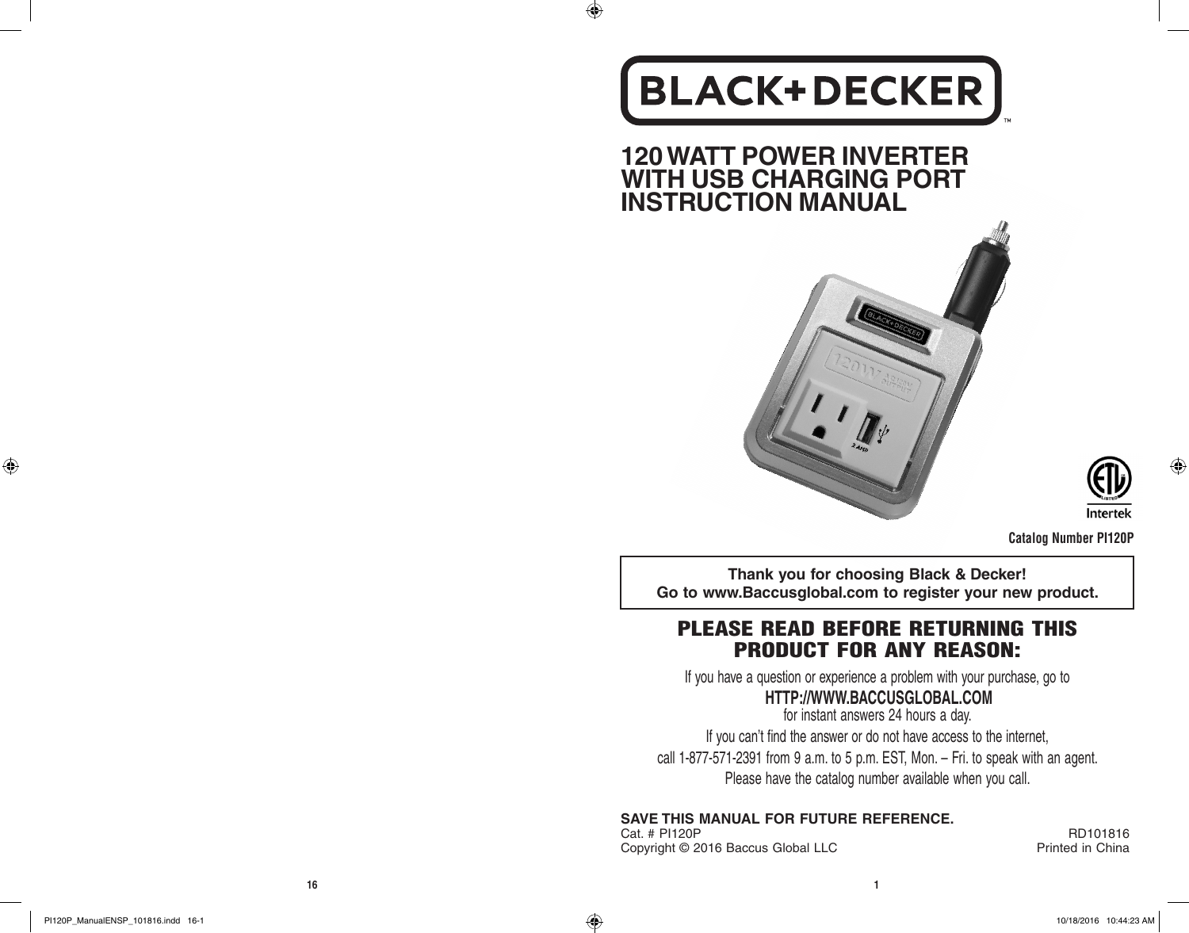# BLACK+DECKER™

# 120 WATT POWER INVERTER WITH USB CHARGING PORT INSTRUCTION MANUAL

Intertek

**Catalog Number PI120P**

**Thank you for choosing Black & Decker!**
**Go to www.Baccusglobal.com to register your new product.**

## PLEASE READ BEFORE RETURNING THIS PRODUCT FOR ANY REASON:

If you have a question or experience a problem with your purchase, go to

**HTTP://WWW.BACCUSGLOBAL.COM**

for instant answers 24 hours a day.

If you can't find the answer or do not have access to the internet,

call 1-877-571-2391 from 9 a.m. to 5 p.m. EST, Mon. – Fri. to speak with an agent.

Please have the catalog number available when you call.

**SAVE THIS MANUAL FOR FUTURE REFERENCE.**

Cat. # PI120P
Copyright © 2016 Baccus Global LLC

RD101816
Printed in China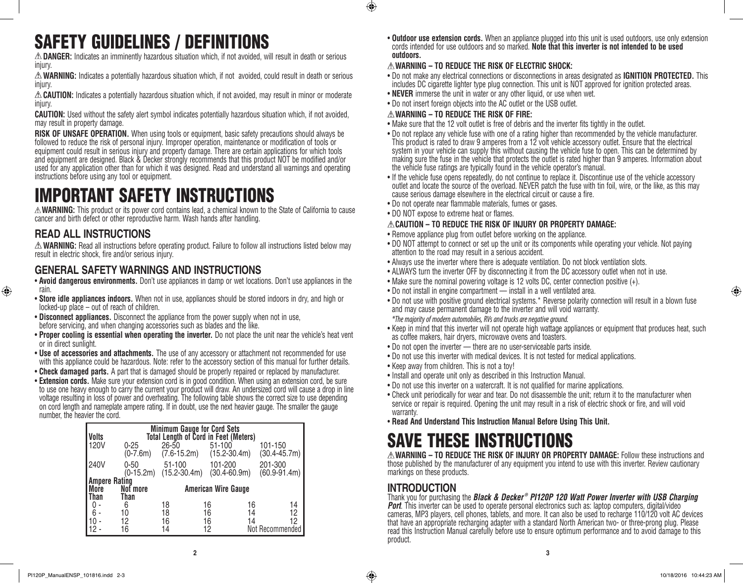# SAFETY GUIDELINES / DEFINITIONS

⚠ **DANGER:** Indicates an imminently hazardous situation which, if not avoided, will result in death or serious injury.

⚠ **WARNING:** Indicates a potentially hazardous situation which, if not avoided, could result in death or serious injury.

⚠ **CAUTION:** Indicates a potentially hazardous situation which, if not avoided, may result in minor or moderate injury.

**CAUTION:** Used without the safety alert symbol indicates potentially hazardous situation which, if not avoided, may result in property damage.

**RISK OF UNSAFE OPERATION.** When using tools or equipment, basic safety precautions should always be followed to reduce the risk of personal injury. Improper operation, maintenance or modification of tools or equipment could result in serious injury and property damage. There are certain applications for which tools and equipment are designed. Black & Decker strongly recommends that this product NOT be modified and/or used for any application other than for which it was designed. Read and understand all warnings and operating instructions before using any tool or equipment.

# IMPORTANT SAFETY INSTRUCTIONS

⚠ **WARNING:** This product or its power cord contains lead, a chemical known to the State of California to cause cancer and birth defect or other reproductive harm. Wash hands after handling.

## READ ALL INSTRUCTIONS

⚠ **WARNING:** Read all instructions before operating product. Failure to follow all instructions listed below may result in electric shock, fire and/or serious injury.

## GENERAL SAFETY WARNINGS AND INSTRUCTIONS

- **Avoid dangerous environments.** Don't use appliances in damp or wet locations. Don't use appliances in the rain.
- **Store idle appliances indoors.** When not in use, appliances should be stored indoors in dry, and high or locked-up place – out of reach of children.
- **Disconnect appliances.** Disconnect the appliance from the power supply when not in use, before servicing, and when changing accessories such as blades and the like.
- **Proper cooling is essential when operating the inverter.** Do not place the unit near the vehicle's heat vent or in direct sunlight.
- **Use of accessories and attachments.** The use of any accessory or attachment not recommended for use with this appliance could be hazardous. Note: refer to the accessory section of this manual for further details.
- **Check damaged parts.** A part that is damaged should be properly repaired or replaced by manufacturer.
- **Extension cords.** Make sure your extension cord is in good condition. When using an extension cord, be sure to use one heavy enough to carry the current your product will draw. An undersized cord will cause a drop in line voltage resulting in loss of power and overheating. The following table shows the correct size to use depending on cord length and nameplate ampere rating. If in doubt, use the next heavier gauge. The smaller the gauge number, the heavier the cord.

| Minimum Gauge for Cord Sets | | | | | |
|---|---|---|---|---|---|
| **Volts** | | **Total Length of Cord in Feet (Meters)** | | | |
| 120V | | 0-25 (0-7.6m) | 26-50 (7.6-15.2m) | 51-100 (15.2-30.4m) | 101-150 (30.4-45.7m) |
| 240V | | 0-50 (0-15.2m) | 51-100 (15.2-30.4m) | 101-200 (30.4-60.9m) | 201-300 (60.9-91.4m) |
| **Ampere Rating** | | | | | |
| **More Than** | **Not more Than** | **American Wire Gauge** | | | |
| 0 - | 6 | 18 | 16 | 16 | 14 |
| 6 - | 10 | 18 | 16 | 14 | 12 |
| 10 - | 12 | 16 | 16 | 14 | 12 |
| 12 - | 16 | 14 | 12 | Not Recommended | |

- **Outdoor use extension cords.** When an appliance plugged into this unit is used outdoors, use only extension cords intended for use outdoors and so marked. **Note that this inverter is not intended to be used outdoors.**

### ⚠ WARNING – TO REDUCE THE RISK OF ELECTRIC SHOCK:

- Do not make any electrical connections or disconnections in areas designated as **IGNITION PROTECTED.** This includes DC cigarette lighter type plug connection. This unit is NOT approved for ignition protected areas.
- **NEVER** immerse the unit in water or any other liquid, or use when wet.
- Do not insert foreign objects into the AC outlet or the USB outlet.

### ⚠ WARNING – TO REDUCE THE RISK OF FIRE:

- Make sure that the 12 volt outlet is free of debris and the inverter fits tightly in the outlet.
- Do not replace any vehicle fuse with one of a rating higher than recommended by the vehicle manufacturer. This product is rated to draw 9 amperes from a 12 volt vehicle accessory outlet. Ensure that the electrical system in your vehicle can supply this without causing the vehicle fuse to open. This can be determined by making sure the fuse in the vehicle that protects the outlet is rated higher than 9 amperes. Information about the vehicle fuse ratings are typically found in the vehicle operator's manual.
- If the vehicle fuse opens repeatedly, do not continue to replace it. Discontinue use of the vehicle accessory outlet and locate the source of the overload. NEVER patch the fuse with tin foil, wire, or the like, as this may cause serious damage elsewhere in the electrical circuit or cause a fire.
- Do not operate near flammable materials, fumes or gases.
- DO NOT expose to extreme heat or flames.

### ⚠ CAUTION – TO REDUCE THE RISK OF INJURY OR PROPERTY DAMAGE:

- Remove appliance plug from outlet before working on the appliance.
- DO NOT attempt to connect or set up the unit or its components while operating your vehicle. Not paying attention to the road may result in a serious accident.
- Always use the inverter where there is adequate ventilation. Do not block ventilation slots.
- ALWAYS turn the inverter OFF by disconnecting it from the DC accessory outlet when not in use.
- Make sure the nominal powering voltage is 12 volts DC, center connection positive (+).
- Do not install in engine compartment — install in a well ventilated area.
- Do not use with positive ground electrical systems.* Reverse polarity connection will result in a blown fuse and may cause permanent damage to the inverter and will void warranty.
  *\*The majority of modern automobiles, RVs and trucks are negative ground.*
- Keep in mind that this inverter will not operate high wattage appliances or equipment that produces heat, such as coffee makers, hair dryers, microwave ovens and toasters.
- Do not open the inverter — there are no user-serviceable parts inside.
- Do not use this inverter with medical devices. It is not tested for medical applications.
- Keep away from children. This is not a toy!
- Install and operate unit only as described in this Instruction Manual.
- Do not use this inverter on a watercraft. It is not qualified for marine applications.
- Check unit periodically for wear and tear. Do not disassemble the unit; return it to the manufacturer when service or repair is required. Opening the unit may result in a risk of electric shock or fire, and will void warranty.
- **Read And Understand This Instruction Manual Before Using This Unit.**

# SAVE THESE INSTRUCTIONS

⚠ **WARNING – TO REDUCE THE RISK OF INJURY OR PROPERTY DAMAGE:** Follow these instructions and those published by the manufacturer of any equipment you intend to use with this inverter. Review cautionary markings on these products.

## INTRODUCTION

Thank you for purchasing the ***Black & Decker® PI120P 120 Watt Power Inverter with USB Charging Port***. This inverter can be used to operate personal electronics such as: laptop computers, digital/video cameras, MP3 players, cell phones, tablets, and more. It can also be used to recharge 110/120 volt AC devices that have an appropriate recharging adapter with a standard North American two- or three-prong plug. Please read this Instruction Manual carefully before use to ensure optimum performance and to avoid damage to this product.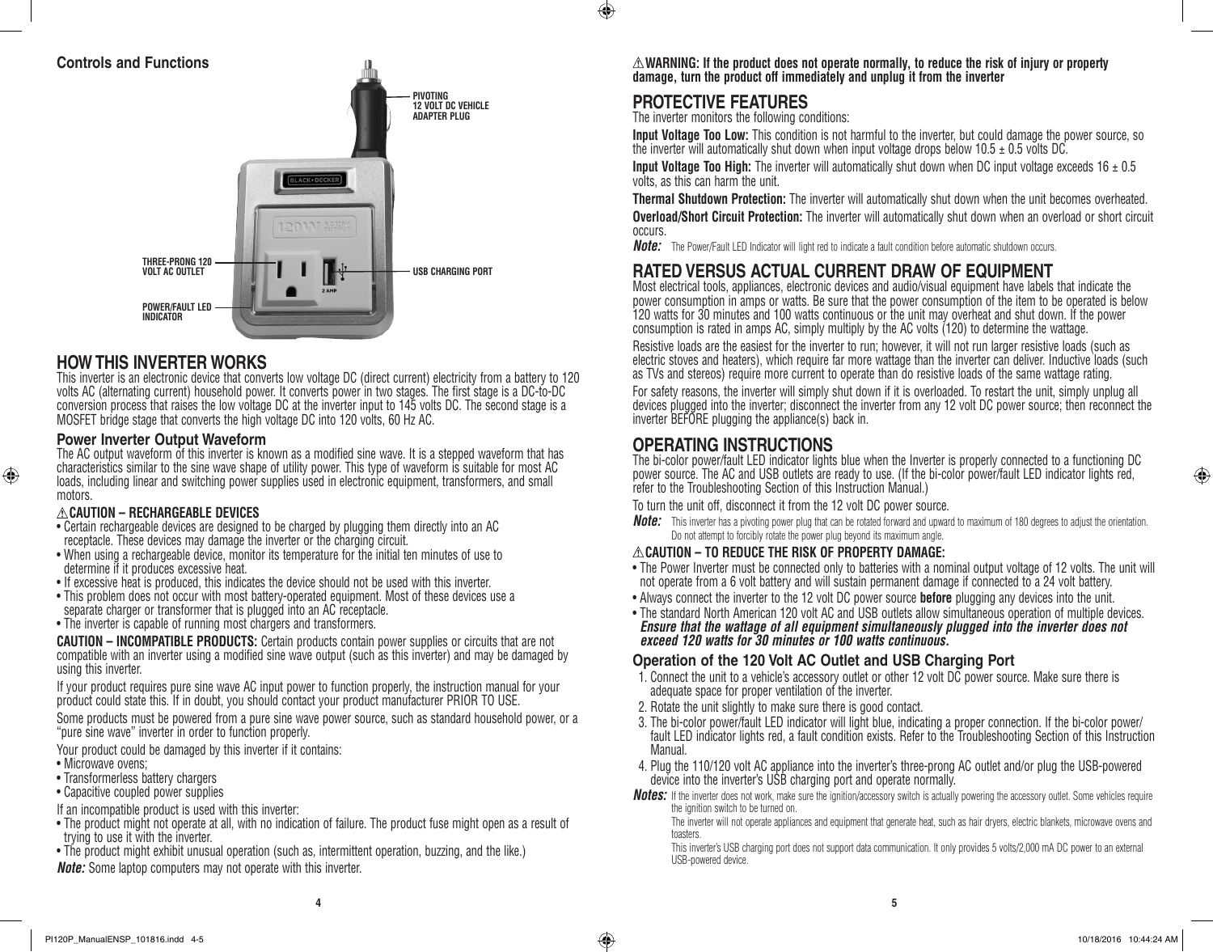## Controls and Functions

PIVOTING 12 VOLT DC VEHICLE ADAPTER PLUG

THREE-PRONG 120 VOLT AC OUTLET

USB CHARGING PORT

POWER/FAULT LED INDICATOR

# HOW THIS INVERTER WORKS

This inverter is an electronic device that converts low voltage DC (direct current) electricity from a battery to 120 volts AC (alternating current) household power. It converts power in two stages. The first stage is a DC-to-DC conversion process that raises the low voltage DC at the inverter input to 145 volts DC. The second stage is a MOSFET bridge stage that converts the high voltage DC into 120 volts, 60 Hz AC.

## Power Inverter Output Waveform

The AC output waveform of this inverter is known as a modified sine wave. It is a stepped waveform that has characteristics similar to the sine wave shape of utility power. This type of waveform is suitable for most AC loads, including linear and switching power supplies used in electronic equipment, transformers, and small motors.

**⚠CAUTION – RECHARGEABLE DEVICES**

- Certain rechargeable devices are designed to be charged by plugging them directly into an AC receptacle. These devices may damage the inverter or the charging circuit.
- When using a rechargeable device, monitor its temperature for the initial ten minutes of use to determine if it produces excessive heat.
- If excessive heat is produced, this indicates the device should not be used with this inverter.
- This problem does not occur with most battery-operated equipment. Most of these devices use a separate charger or transformer that is plugged into an AC receptacle.
- The inverter is capable of running most chargers and transformers.

**CAUTION – INCOMPATIBLE PRODUCTS:** Certain products contain power supplies or circuits that are not compatible with an inverter using a modified sine wave output (such as this inverter) and may be damaged by using this inverter.

If your product requires pure sine wave AC input power to function properly, the instruction manual for your product could state this. If in doubt, you should contact your product manufacturer PRIOR TO USE.

Some products must be powered from a pure sine wave power source, such as standard household power, or a "pure sine wave" inverter in order to function properly.

Your product could be damaged by this inverter if it contains:

- Microwave ovens;
- Transformerless battery chargers
- Capacitive coupled power supplies

If an incompatible product is used with this inverter:

- The product might not operate at all, with no indication of failure. The product fuse might open as a result of trying to use it with the inverter.
- The product might exhibit unusual operation (such as, intermittent operation, buzzing, and the like.)

***Note:*** Some laptop computers may not operate with this inverter.

**⚠WARNING: If the product does not operate normally, to reduce the risk of injury or property damage, turn the product off immediately and unplug it from the inverter**

# PROTECTIVE FEATURES

The inverter monitors the following conditions:

**Input Voltage Too Low:** This condition is not harmful to the inverter, but could damage the power source, so the inverter will automatically shut down when input voltage drops below 10.5 ± 0.5 volts DC.

**Input Voltage Too High:** The inverter will automatically shut down when DC input voltage exceeds 16 ± 0.5 volts, as this can harm the unit.

**Thermal Shutdown Protection:** The inverter will automatically shut down when the unit becomes overheated.

**Overload/Short Circuit Protection:** The inverter will automatically shut down when an overload or short circuit occurs.

***Note:*** The Power/Fault LED Indicator will light red to indicate a fault condition before automatic shutdown occurs.

# RATED VERSUS ACTUAL CURRENT DRAW OF EQUIPMENT

Most electrical tools, appliances, electronic devices and audio/visual equipment have labels that indicate the power consumption in amps or watts. Be sure that the power consumption of the item to be operated is below 120 watts for 30 minutes and 100 watts continuous or the unit may overheat and shut down. If the power consumption is rated in amps AC, simply multiply by the AC volts (120) to determine the wattage.

Resistive loads are the easiest for the inverter to run; however, it will not run larger resistive loads (such as electric stoves and heaters), which require far more wattage than the inverter can deliver. Inductive loads (such as TVs and stereos) require more current to operate than do resistive loads of the same wattage rating.

For safety reasons, the inverter will simply shut down if it is overloaded. To restart the unit, simply unplug all devices plugged into the inverter; disconnect the inverter from any 12 volt DC power source; then reconnect the inverter BEFORE plugging the appliance(s) back in.

# OPERATING INSTRUCTIONS

The bi-color power/fault LED indicator lights blue when the Inverter is properly connected to a functioning DC power source. The AC and USB outlets are ready to use. (If the bi-color power/fault LED indicator lights red, refer to the Troubleshooting Section of this Instruction Manual.)

To turn the unit off, disconnect it from the 12 volt DC power source.

***Note:*** This inverter has a pivoting power plug that can be rotated forward and upward to maximum of 180 degrees to adjust the orientation. Do not attempt to forcibly rotate the power plug beyond its maximum angle.

**⚠CAUTION – TO REDUCE THE RISK OF PROPERTY DAMAGE:**

- The Power Inverter must be connected only to batteries with a nominal output voltage of 12 volts. The unit will not operate from a 6 volt battery and will sustain permanent damage if connected to a 24 volt battery.
- Always connect the inverter to the 12 volt DC power source **before** plugging any devices into the unit.
- The standard North American 120 volt AC and USB outlets allow simultaneous operation of multiple devices. ***Ensure that the wattage of all equipment simultaneously plugged into the inverter does not exceed 120 watts for 30 minutes or 100 watts continuous.***

## Operation of the 120 Volt AC Outlet and USB Charging Port

1. Connect the unit to a vehicle's accessory outlet or other 12 volt DC power source. Make sure there is adequate space for proper ventilation of the inverter.
2. Rotate the unit slightly to make sure there is good contact.
3. The bi-color power/fault LED indicator will light blue, indicating a proper connection. If the bi-color power/fault LED indicator lights red, a fault condition exists. Refer to the Troubleshooting Section of this Instruction Manual.
4. Plug the 110/120 volt AC appliance into the inverter's three-prong AC outlet and/or plug the USB-powered device into the inverter's USB charging port and operate normally.

***Notes:*** If the inverter does not work, make sure the ignition/accessory switch is actually powering the accessory outlet. Some vehicles require the ignition switch to be turned on.

The inverter will not operate appliances and equipment that generate heat, such as hair dryers, electric blankets, microwave ovens and toasters.

This inverter's USB charging port does not support data communication. It only provides 5 volts/2,000 mA DC power to an external USB-powered device.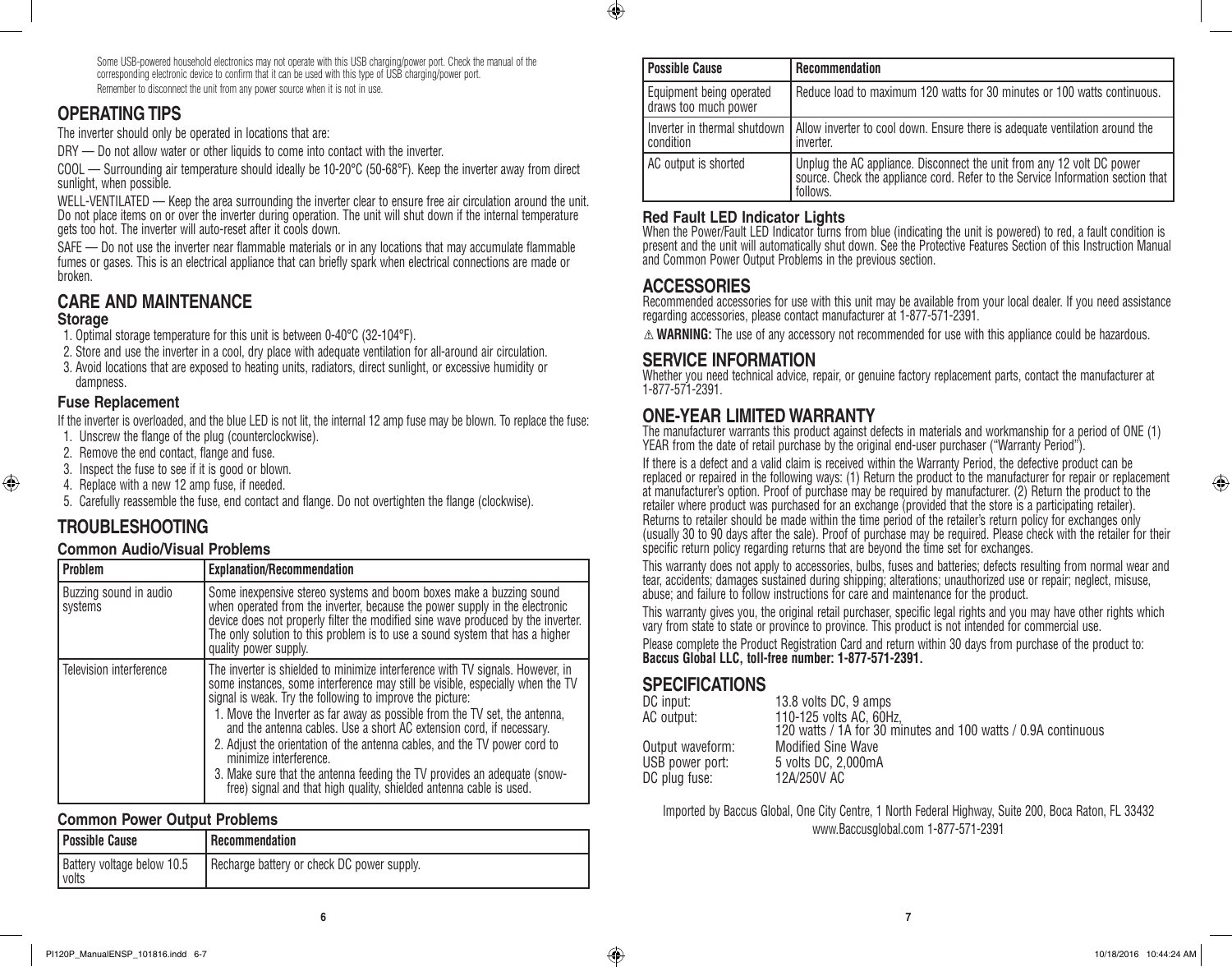Some USB-powered household electronics may not operate with this USB charging/power port. Check the manual of the corresponding electronic device to confirm that it can be used with this type of USB charging/power port.

Remember to disconnect the unit from any power source when it is not in use.

## OPERATING TIPS

The inverter should only be operated in locations that are:

DRY — Do not allow water or other liquids to come into contact with the inverter.

COOL — Surrounding air temperature should ideally be 10-20°C (50-68°F). Keep the inverter away from direct sunlight, when possible.

WELL-VENTILATED — Keep the area surrounding the inverter clear to ensure free air circulation around the unit. Do not place items on or over the inverter during operation. The unit will shut down if the internal temperature gets too hot. The inverter will auto-reset after it cools down.

SAFE — Do not use the inverter near flammable materials or in any locations that may accumulate flammable fumes or gases. This is an electrical appliance that can briefly spark when electrical connections are made or broken.

## CARE AND MAINTENANCE

### Storage

1. Optimal storage temperature for this unit is between 0-40°C (32-104°F).
2. Store and use the inverter in a cool, dry place with adequate ventilation for all-around air circulation.
3. Avoid locations that are exposed to heating units, radiators, direct sunlight, or excessive humidity or dampness.

### Fuse Replacement

If the inverter is overloaded, and the blue LED is not lit, the internal 12 amp fuse may be blown. To replace the fuse:

1. Unscrew the flange of the plug (counterclockwise).
2. Remove the end contact, flange and fuse.
3. Inspect the fuse to see if it is good or blown.
4. Replace with a new 12 amp fuse, if needed.
5. Carefully reassemble the fuse, end contact and flange. Do not overtighten the flange (clockwise).

## TROUBLESHOOTING

### Common Audio/Visual Problems

| Problem | Explanation/Recommendation |
|---|---|
| Buzzing sound in audio systems | Some inexpensive stereo systems and boom boxes make a buzzing sound when operated from the inverter, because the power supply in the electronic device does not properly filter the modified sine wave produced by the inverter. The only solution to this problem is to use a sound system that has a higher quality power supply. |
| Television interference | The inverter is shielded to minimize interference with TV signals. However, in some instances, some interference may still be visible, especially when the TV signal is weak. Try the following to improve the picture:<br>1. Move the Inverter as far away as possible from the TV set, the antenna, and the antenna cables. Use a short AC extension cord, if necessary.<br>2. Adjust the orientation of the antenna cables, and the TV power cord to minimize interference.<br>3. Make sure that the antenna feeding the TV provides an adequate (snow-free) signal and that high quality, shielded antenna cable is used. |

### Common Power Output Problems

| Possible Cause | Recommendation |
|---|---|
| Battery voltage below 10.5 volts | Recharge battery or check DC power supply. |
| Equipment being operated draws too much power | Reduce load to maximum 120 watts for 30 minutes or 100 watts continuous. |
| Inverter in thermal shutdown condition | Allow inverter to cool down. Ensure there is adequate ventilation around the inverter. |
| AC output is shorted | Unplug the AC appliance. Disconnect the unit from any 12 volt DC power source. Check the appliance cord. Refer to the Service Information section that follows. |

### Red Fault LED Indicator Lights

When the Power/Fault LED Indicator turns from blue (indicating the unit is powered) to red, a fault condition is present and the unit will automatically shut down. See the Protective Features Section of this Instruction Manual and Common Power Output Problems in the previous section.

## ACCESSORIES

Recommended accessories for use with this unit may be available from your local dealer. If you need assistance regarding accessories, please contact manufacturer at 1-877-571-2391.

⚠ **WARNING:** The use of any accessory not recommended for use with this appliance could be hazardous.

## SERVICE INFORMATION

Whether you need technical advice, repair, or genuine factory replacement parts, contact the manufacturer at 1-877-571-2391.

## ONE-YEAR LIMITED WARRANTY

The manufacturer warrants this product against defects in materials and workmanship for a period of ONE (1) YEAR from the date of retail purchase by the original end-user purchaser ("Warranty Period").

If there is a defect and a valid claim is received within the Warranty Period, the defective product can be replaced or repaired in the following ways: (1) Return the product to the manufacturer for repair or replacement at manufacturer's option. Proof of purchase may be required by manufacturer. (2) Return the product to the retailer where product was purchased for an exchange (provided that the store is a participating retailer). Returns to retailer should be made within the time period of the retailer's return policy for exchanges only (usually 30 to 90 days after the sale). Proof of purchase may be required. Please check with the retailer for their specific return policy regarding returns that are beyond the time set for exchanges.

This warranty does not apply to accessories, bulbs, fuses and batteries; defects resulting from normal wear and tear, accidents; damages sustained during shipping; alterations; unauthorized use or repair; neglect, misuse, abuse; and failure to follow instructions for care and maintenance for the product.

This warranty gives you, the original retail purchaser, specific legal rights and you may have other rights which vary from state to state or province to province. This product is not intended for commercial use.

Please complete the Product Registration Card and return within 30 days from purchase of the product to:
**Baccus Global LLC, toll-free number: 1-877-571-2391.**

## SPECIFICATIONS

| | |
|---|---|
| DC input: | 13.8 volts DC, 9 amps |
| AC output: | 110-125 volts AC, 60Hz,<br>120 watts / 1A for 30 minutes and 100 watts / 0.9A continuous |
| Output waveform: | Modified Sine Wave |
| USB power port: | 5 volts DC, 2,000mA |
| DC plug fuse: | 12A/250V AC |

Imported by Baccus Global, One City Centre, 1 North Federal Highway, Suite 200, Boca Raton, FL 33432
www.Baccusglobal.com 1-877-571-2391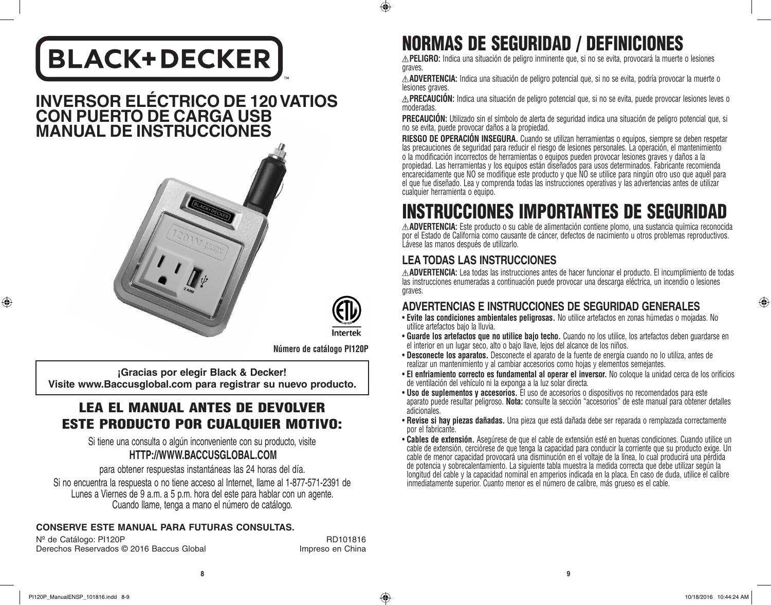BLACK+DECKER™

# INVERSOR ELÉCTRICO DE 120 VATIOS CON PUERTO DE CARGA USB MANUAL DE INSTRUCCIONES

Número de catálogo PI120P

**¡Gracias por elegir Black & Decker!**
**Visite www.Baccusglobal.com para registrar su nuevo producto.**

## LEA EL MANUAL ANTES DE DEVOLVER ESTE PRODUCTO POR CUALQUIER MOTIVO:

Si tiene una consulta o algún inconveniente con su producto, visite

**HTTP://WWW.BACCUSGLOBAL.COM**

para obtener respuestas instantáneas las 24 horas del día.

Si no encuentra la respuesta o no tiene acceso al Internet, llame al 1-877-571-2391 de Lunes a Viernes de 9 a.m. a 5 p.m. hora del este para hablar con un agente. Cuando llame, tenga a mano el número de catálogo.

**CONSERVE ESTE MANUAL PARA FUTURAS CONSULTAS.**

Nº de Catálogo: PI120P
Derechos Reservados © 2016 Baccus Global

RD101816
Impreso en China

# NORMAS DE SEGURIDAD / DEFINICIONES

⚠**PELIGRO:** Indica una situación de peligro inminente que, si no se evita, provocará la muerte o lesiones graves.

⚠**ADVERTENCIA:** Indica una situación de peligro potencial que, si no se evita, podría provocar la muerte o lesiones graves.

⚠**PRECAUCIÓN:** Indica una situación de peligro potencial que, si no se evita, puede provocar lesiones leves o moderadas.

**PRECAUCIÓN:** Utilizado sin el símbolo de alerta de seguridad indica una situación de peligro potencial que, si no se evita, puede provocar daños a la propiedad.

**RIESGO DE OPERACIÓN INSEGURA.** Cuando se utilizan herramientas o equipos, siempre se deben respetar las precauciones de seguridad para reducir el riesgo de lesiones personales. La operación, el mantenimiento o la modificación incorrectos de herramientas o equipos pueden provocar lesiones graves y daños a la propiedad. Las herramientas y los equipos están diseñados para usos determinados. Fabricante recomienda encarecidamente que NO se modifique este producto y que NO se utilice para ningún otro uso que aquél para el que fue diseñado. Lea y comprenda todas las instrucciones operativas y las advertencias antes de utilizar cualquier herramienta o equipo.

# INSTRUCCIONES IMPORTANTES DE SEGURIDAD

⚠**ADVERTENCIA:** Este producto o su cable de alimentación contiene plomo, una sustancia química reconocida por el Estado de California como causante de cáncer, defectos de nacimiento u otros problemas reproductivos. Lávese las manos después de utilizarlo.

## LEA TODAS LAS INSTRUCCIONES

⚠**ADVERTENCIA:** Lea todas las instrucciones antes de hacer funcionar el producto. El incumplimiento de todas las instrucciones enumeradas a continuación puede provocar una descarga eléctrica, un incendio o lesiones graves.

## ADVERTENCIAS E INSTRUCCIONES DE SEGURIDAD GENERALES

- **Evite las condiciones ambientales peligrosas.** No utilice artefactos en zonas húmedas o mojadas. No utilice artefactos bajo la lluvia.
- **Guarde los artefactos que no utilice bajo techo.** Cuando no los utilice, los artefactos deben guardarse en el interior en un lugar seco, alto o bajo llave, lejos del alcance de los niños.
- **Desconecte los aparatos.** Desconecte el aparato de la fuente de energía cuando no lo utiliza, antes de realizar un mantenimiento y al cambiar accesorios como hojas y elementos semejantes.
- **El enfriamiento correcto es fundamental al operar el inversor.** No coloque la unidad cerca de los orificios de ventilación del vehículo ni la exponga a la luz solar directa.
- **Uso de suplementos y accesorios.** El uso de accesorios o dispositivos no recomendados para este aparato puede resultar peligroso. **Nota:** consulte la sección "accesorios" de este manual para obtener detalles adicionales.
- **Revise si hay piezas dañadas.** Una pieza que está dañada debe ser reparada o remplazada correctamente por el fabricante.
- **Cables de extensión.** Asegúrese de que el cable de extensión esté en buenas condiciones. Cuando utilice un cable de extensión, cerciórese de que tenga la capacidad para conducir la corriente que su producto exige. Un cable de menor capacidad provocará una disminución en el voltaje de la línea, lo cual producirá una pérdida de potencia y sobrecalentamiento. La siguiente tabla muestra la medida correcta que debe utilizar según la longitud del cable y la capacidad nominal en amperios indicada en la placa. En caso de duda, utilice el calibre inmediatamente superior. Cuanto menor es el número de calibre, más grueso es el cable.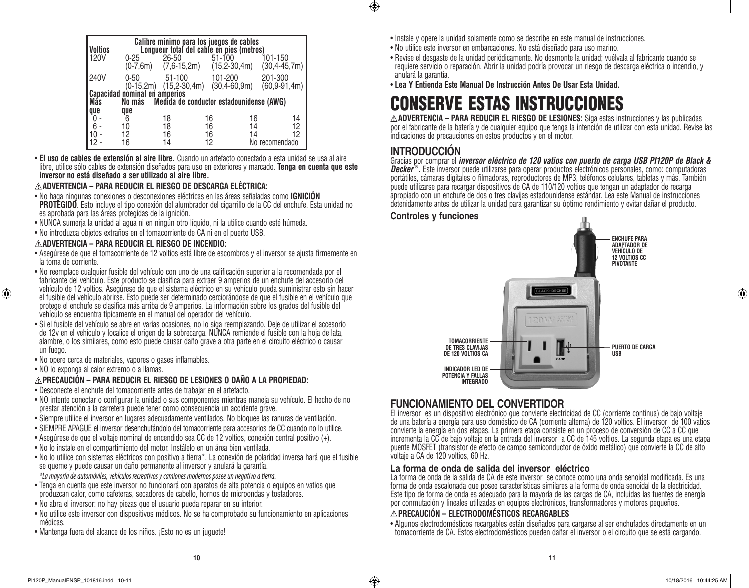| Voltios | Calibre mínimo para los juegos de cables<br>Longueur total del cable en pies (metros) | | | |
|---|---|---|---|---|
| 120V | 0-25<br>(0-7,6m) | 26-50<br>(7,6-15,2m) | 51-100<br>(15,2-30,4m) | 101-150<br>(30,4-45,7m) |
| 240V | 0-50<br>(0-15,2m) | 51-100<br>(15,2-30,4m) | 101-200<br>(30,4-60,9m) | 201-300<br>(60,9-91,4m) |
| **Capacidad nominal en amperios** | | | | |
| **Más que** | **No más que** | **Medida de conductor estadounidense (AWG)** | | |
| 0 - | 6 | 18 | 16 | 16 | 14 |
| 6 - | 10 | 18 | 16 | 14 | 12 |
| 10 - | 12 | 16 | 16 | 14 | 12 |
| 12 - | 16 | 14 | 12 | No recomendado | |

- **El uso de cables de extensión al aire libre.** Cuando un artefacto conectado a esta unidad se usa al aire libre, utilice sólo cables de extensión diseñados para uso en exteriores y marcado. **Tenga en cuenta que este inversor no está diseñado a ser utilizado al aire libre.**

**⚠ADVERTENCIA – PARA REDUCIR EL RIESGO DE DESCARGA ELÉCTRICA:**

- No haga ningunas conexiones o desconexiones eléctricas en las áreas señaladas como **IGNICIÓN PROTEGIDO**. Esto incluye el tipo conexión del alumbrador del cigarrillo de la CC del enchufe. Esta unidad no es aprobada para las áreas protegidas de la ignición.
- NUNCA sumerja la unidad al agua ni en ningún otro líquido, ni la utilice cuando esté húmeda.
- No introduzca objetos extraños en el tomacorriente de CA ni en el puerto USB.

**⚠ADVERTENCIA – PARA REDUCIR EL RIESGO DE INCENDIO:**

- Asegúrese de que el tomacorriente de 12 voltios está libre de escombros y el inversor se ajusta firmemente en la toma de corriente.
- No reemplace cualquier fusible del vehículo con uno de una calificación superior a la recomendada por el fabricante del vehículo. Este producto se clasifica para extraer 9 amperios de un enchufe del accesorio del vehículo de 12 voltios. Asegúrese de que el sistema eléctrico en su vehículo pueda suministrar esto sin hacer el fusible del vehículo abrirse. Esto puede ser determinado cerciorándose de que el fusible en el vehículo que protege el enchufe se clasifica más arriba de 9 amperios. La información sobre los grados del fusible del vehículo se encuentra típicamente en el manual del operador del vehículo.
- Si el fusible del vehículo se abre en varias ocasiones, no lo siga reemplazando. Deje de utilizar el accesorio de 12v en el vehículo y localice el origen de la sobrecarga. NUNCA remiende el fusible con la hoja de lata, alambre, o los similares, como esto puede causar daño grave a otra parte en el circuito eléctrico o causar un fuego.
- No opere cerca de materiales, vapores o gases inflamables.
- NO lo exponga al calor extremo o a llamas.

**⚠PRECAUCIÓN – PARA REDUCIR EL RIESGO DE LESIONES O DAÑO A LA PROPIEDAD:**

- Desconecte el enchufe del tomacorriente antes de trabajar en el artefacto.
- NO intente conectar o configurar la unidad o sus componentes mientras maneja su vehículo. El hecho de no prestar atención a la carretera puede tener como consecuencia un accidente grave.
- Siempre utilice el inversor en lugares adecuadamente ventilados. No bloquee las ranuras de ventilación.
- SIEMPRE APAGUE el inversor desenchufándolo del tomacorriente para accesorios de CC cuando no lo utilice.
- Asegúrese de que el voltaje nominal de encendido sea CC de 12 voltios, conexión central positivo (+).
- No lo instale en el compartimiento del motor. Instálelo en un área bien ventilada.
- No lo utilice con sistemas eléctricos con positivo a tierra*. La conexión de polaridad inversa hará que el fusible se queme y puede causar un daño permanente al inversor y anulará la garantía.

*\*La mayoría de automóviles, vehículos recreativos y camiones modernos posee un negativo a tierra.*

- Tenga en cuenta que este inversor no funcionará con aparatos de alta potencia o equipos en vatios que produzcan calor, como cafeteras, secadores de cabello, hornos de microondas y tostadores.
- No abra el inversor: no hay piezas que el usuario pueda reparar en su interior.
- No utilice este inversor con dispositivos médicos. No se ha comprobado su funcionamiento en aplicaciones médicas.
- Mantenga fuera del alcance de los niños. ¡Esto no es un juguete!
- Instale y opere la unidad solamente como se describe en este manual de instrucciones.
- No utilice este inversor en embarcaciones. No está diseñado para uso marino.
- Revise el desgaste de la unidad periódicamente. No desmonte la unidad; vuélvala al fabricante cuando se requiere servicio o reparación. Abrir la unidad podría provocar un riesgo de descarga eléctrica o incendio, y anulará la garantía.
- **Lea Y Entienda Este Manual De Instrucción Antes De Usar Esta Unidad.**

# CONSERVE ESTAS INSTRUCCIONES

**⚠ADVERTENCIA – PARA REDUCIR EL RIESGO DE LESIONES:** Siga estas instrucciones y las publicadas por el fabricante de la batería y de cualquier equipo que tenga la intención de utilizar con esta unidad. Revise las indicaciones de precauciones en estos productos y en el motor.

## INTRODUCCIÓN

Gracias por comprar el ***inversor eléctrico de 120 vatios con puerto de carga USB PI120P de Black & Decker®.*** Este inversor puede utilizarse para operar productos electrónicos personales, como: computadoras portátiles, cámaras digitales o filmadoras, reproductores de MP3, teléfonos celulares, tabletas y más. También puede utilizarse para recargar dispositivos de CA de 110/120 voltios que tengan un adaptador de recarga apropiado con un enchufe de dos o tres clavijas estadounidense estándar. Lea este Manual de instrucciones detenidamente antes de utilizar la unidad para garantizar su óptimo rendimiento y evitar dañar el producto.

### Controles y funciones

ENCHUFE PARA ADAPTADOR DE VEHÍCULO DE 12 VOLTIOS CC PIVOTANTE

TOMACORRIENTE DE TRES CLAVIJAS DE 120 VOLTIOS CA

PUERTO DE CARGA USB

INDICADOR LED DE POTENCIA Y FALLAS INTEGRADO

## FUNCIONAMIENTO DEL CONVERTIDOR

El inversor es un dispositivo electrónico que convierte electricidad de CC (corriente continua) de bajo voltaje de una batería a energía para uso doméstico de CA (corriente alterna) de 120 voltios. El inversor de 100 vatios convierte la energía en dos etapas. La primera etapa consiste en un proceso de conversión de CC a CC que incrementa la CC de bajo voltaje en la entrada del inversor a CC de 145 voltios. La segunda etapa es una etapa puente MOSFET (transistor de efecto de campo semiconductor de óxido metálico) que convierte la CC de alto voltaje a CA de 120 voltios, 60 Hz.

### La forma de onda de salida del inversor eléctrico

La forma de onda de la salida de CA de este inversor se conoce como una onda senoidal modificada. Es una forma de onda escalonada que posee características similares a la forma de onda senoidal de la electricidad. Este tipo de forma de onda es adecuado para la mayoría de las cargas de CA, incluidas las fuentes de energía por conmutación y lineales utilizadas en equipos electrónicos, transformadores y motores pequeños.

**⚠PRECAUCIÓN – ELECTRODOMÉSTICOS RECARGABLES**

- Algunos electrodomésticos recargables están diseñados para cargarse al ser enchufados directamente en un tomacorriente de CA. Estos electrodomésticos pueden dañar el inversor o el circuito que se está cargando.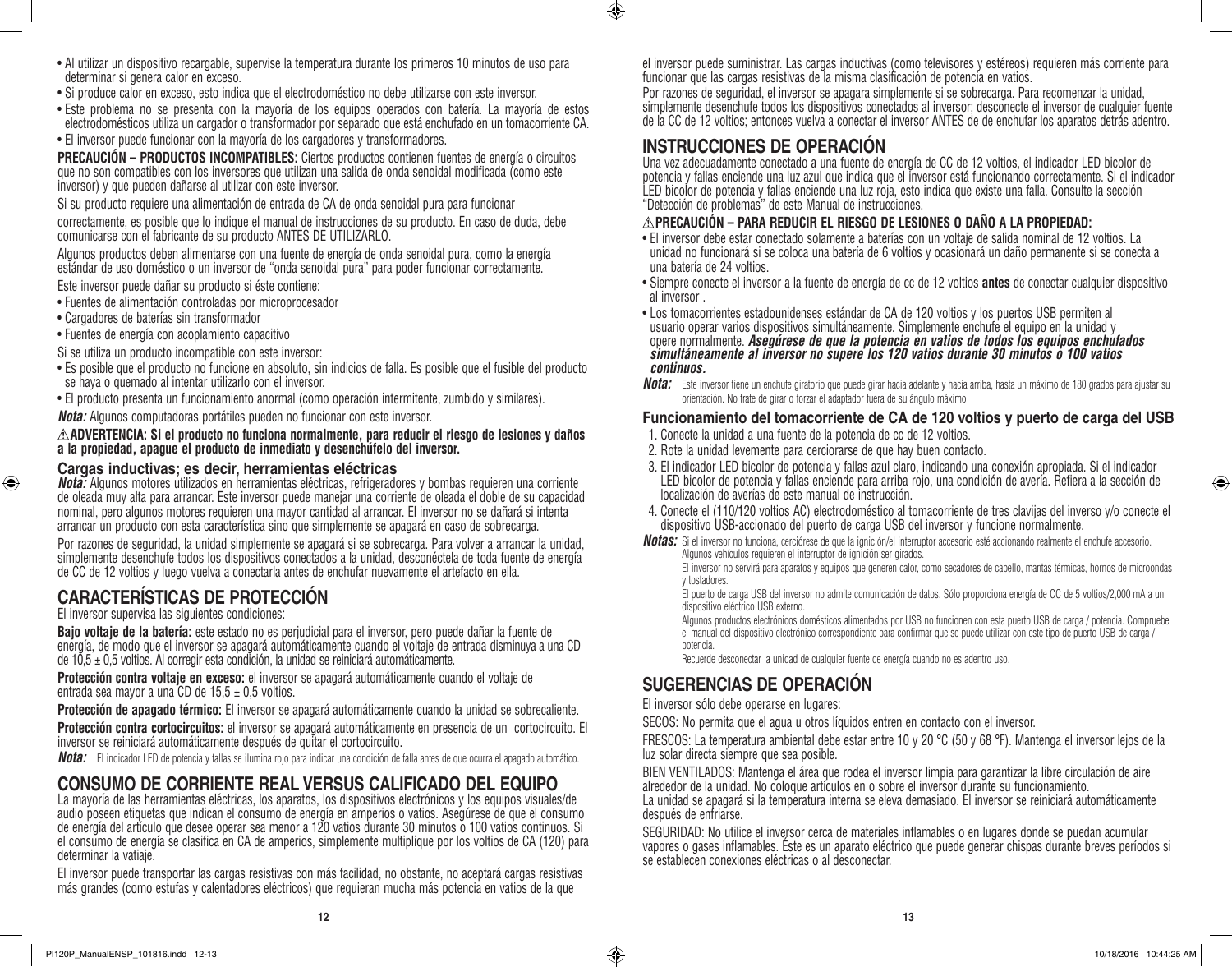- Al utilizar un dispositivo recargable, supervise la temperatura durante los primeros 10 minutos de uso para determinar si genera calor en exceso.
- Si produce calor en exceso, esto indica que el electrodoméstico no debe utilizarse con este inversor.
- Este problema no se presenta con la mayoría de los equipos operados con batería. La mayoría de estos electrodomésticos utiliza un cargador o transformador por separado que está enchufado en un tomacorriente CA.
- El inversor puede funcionar con la mayoría de los cargadores y transformadores.

**PRECAUCIÓN – PRODUCTOS INCOMPATIBLES:** Ciertos productos contienen fuentes de energía o circuitos que no son compatibles con los inversores que utilizan una salida de onda senoidal modificada (como este inversor) y que pueden dañarse al utilizar con este inversor.

Si su producto requiere una alimentación de entrada de CA de onda senoidal pura para funcionar correctamente, es posible que lo indique el manual de instrucciones de su producto. En caso de duda, debe comunicarse con el fabricante de su producto ANTES DE UTILIZARLO.

Algunos productos deben alimentarse con una fuente de energía de onda senoidal pura, como la energía estándar de uso doméstico o un inversor de "onda senoidal pura" para poder funcionar correctamente.

Este inversor puede dañar su producto si éste contiene:

- Fuentes de alimentación controladas por microprocesador
- Cargadores de baterías sin transformador
- Fuentes de energía con acoplamiento capacitivo

Si se utiliza un producto incompatible con este inversor:

- Es posible que el producto no funcione en absoluto, sin indicios de falla. Es posible que el fusible del producto se haya o quemado al intentar utilizarlo con el inversor.
- El producto presenta un funcionamiento anormal (como operación intermitente, zumbido y similares).

***Nota:*** Algunos computadoras portátiles pueden no funcionar con este inversor.

**⚠ADVERTENCIA: Si el producto no funciona normalmente, para reducir el riesgo de lesiones y daños a la propiedad, apague el producto de inmediato y desenchúfelo del inversor.**

### Cargas inductivas; es decir, herramientas eléctricas

***Nota:*** Algunos motores utilizados en herramientas eléctricas, refrigeradores y bombas requieren una corriente de oleada muy alta para arrancar. Este inversor puede manejar una corriente de oleada el doble de su capacidad nominal, pero algunos motores requieren una mayor cantidad al arrancar. El inversor no se dañará si intenta arrancar un producto con esta característica sino que simplemente se apagará en caso de sobrecarga.

Por razones de seguridad, la unidad simplemente se apagará si se sobrecarga. Para volver a arrancar la unidad, simplemente desenchufe todos los dispositivos conectados a la unidad, desconéctela de toda fuente de energía de CC de 12 voltios y luego vuelva a conectarla antes de enchufar nuevamente el artefacto en ella.

## CARACTERÍSTICAS DE PROTECCIÓN

El inversor supervisa las siguientes condiciones:

**Bajo voltaje de la batería:** este estado no es perjudicial para el inversor, pero puede dañar la fuente de energía, de modo que el inversor se apagará automáticamente cuando el voltaje de entrada disminuya a una CD de 10,5 ± 0,5 voltios. Al corregir esta condición, la unidad se reiniciará automáticamente.

**Protección contra voltaje en exceso:** el inversor se apagará automáticamente cuando el voltaje de entrada sea mayor a una CD de 15,5 ± 0,5 voltios.

**Protección de apagado térmico:** El inversor se apagará automáticamente cuando la unidad se sobrecaliente.

**Protección contra cortocircuitos:** el inversor se apagará automáticamente en presencia de un cortocircuito. El inversor se reiniciará automáticamente después de quitar el cortocircuito.

***Nota:*** El indicador LED de potencia y fallas se ilumina rojo para indicar una condición de falla antes de que ocurra el apagado automático.

## CONSUMO DE CORRIENTE REAL VERSUS CALIFICADO DEL EQUIPO

La mayoría de las herramientas eléctricas, los aparatos, los dispositivos electrónicos y los equipos visuales/de audio poseen etiquetas que indican el consumo de energía en amperios o vatios. Asegúrese de que el consumo de energía del artículo que desee operar sea menor a 120 vatios durante 30 minutos o 100 vatios continuos. Si el consumo de energía se clasifica en CA de amperios, simplemente multiplique por los voltios de CA (120) para determinar la vatiaje.

El inversor puede transportar las cargas resistivas con más facilidad, no obstante, no aceptará cargas resistivas más grandes (como estufas y calentadores eléctricos) que requieran mucha más potencia en vatios de la que el inversor puede suministrar. Las cargas inductivas (como televisores y estéreos) requieren más corriente para funcionar que las cargas resistivas de la misma clasificación de potencia en vatios.

Por razones de seguridad, el inversor se apagara simplemente si se sobrecarga. Para recomenzar la unidad, simplemente desenchufe todos los dispositivos conectados al inversor; desconecte el inversor de cualquier fuente de la CC de 12 voltios; entonces vuelva a conectar el inversor ANTES de de enchufar los aparatos detrás adentro.

## INSTRUCCIONES DE OPERACIÓN

Una vez adecuadamente conectado a una fuente de energía de CC de 12 voltios, el indicador LED bicolor de potencia y fallas enciende una luz azul que indica que el inversor está funcionando correctamente. Si el indicador LED bicolor de potencia y fallas enciende una luz roja, esto indica que existe una falla. Consulte la sección "Detección de problemas" de este Manual de instrucciones.

**⚠PRECAUCIÓN – PARA REDUCIR EL RIESGO DE LESIONES O DAÑO A LA PROPIEDAD:**

- El inversor debe estar conectado solamente a baterías con un voltaje de salida nominal de 12 voltios. La unidad no funcionará si se coloca una batería de 6 voltios y ocasionará un daño permanente si se conecta a una batería de 24 voltios.
- Siempre conecte el inversor a la fuente de energía de cc de 12 voltios **antes** de conectar cualquier dispositivo al inversor .
- Los tomacorrientes estadounidenses estándar de CA de 120 voltios y los puertos USB permiten al usuario operar varios dispositivos simultáneamente. Simplemente enchufe el equipo en la unidad y opere normalmente. ***Asegúrese de que la potencia en vatios de todos los equipos enchufados simultáneamente al inversor no supere los 120 vatios durante 30 minutos o 100 vatios continuos.***

***Nota:*** Este inversor tiene un enchufe giratorio que puede girar hacia adelante y hacia arriba, hasta un máximo de 180 grados para ajustar su orientación. No trate de girar o forzar el adaptador fuera de su ángulo máximo

### Funcionamiento del tomacorriente de CA de 120 voltios y puerto de carga del USB

1. Conecte la unidad a una fuente de la potencia de cc de 12 voltios.
2. Rote la unidad levemente para cerciorarse de que hay buen contacto.
3. El indicador LED bicolor de potencia y fallas azul claro, indicando una conexión apropiada. Si el indicador LED bicolor de potencia y fallas enciende para arriba rojo, una condición de avería. Refiera a la sección de localización de averías de este manual de instrucción.
4. Conecte el (110/120 voltios AC) electrodoméstico al tomacorriente de tres clavijas del inverso y/o conecte el dispositivo USB-accionado del puerto de carga USB del inversor y funcione normalmente.

***Notas:*** Si el inversor no funciona, cerciórese de que la ignición/el interruptor accesorio esté accionando realmente el enchufe accesorio. Algunos vehículos requieren el interruptor de ignición ser girados.

El inversor no servirá para aparatos y equipos que generen calor, como secadores de cabello, mantas térmicas, hornos de microondas y tostadores.

El puerto de carga USB del inversor no admite comunicación de datos. Sólo proporciona energía de CC de 5 voltios/2,000 mA a un dispositivo eléctrico USB externo.

Algunos productos electrónicos domésticos alimentados por USB no funcionen con esta puerto USB de carga / potencia. Compruebe el manual del dispositivo electrónico correspondiente para confirmar que se puede utilizar con este tipo de puerto USB de carga / potencia.

Recuerde desconectar la unidad de cualquier fuente de energía cuando no es adentro uso.

## SUGERENCIAS DE OPERACIÓN

El inversor sólo debe operarse en lugares:

SECOS: No permita que el agua u otros líquidos entren en contacto con el inversor.

FRESCOS: La temperatura ambiental debe estar entre 10 y 20 °C (50 y 68 °F). Mantenga el inversor lejos de la luz solar directa siempre que sea posible.

BIEN VENTILADOS: Mantenga el área que rodea el inversor limpia para garantizar la libre circulación de aire alrededor de la unidad. No coloque artículos en o sobre el inversor durante su funcionamiento.

La unidad se apagará si la temperatura interna se eleva demasiado. El inversor se reiniciará automáticamente después de enfriarse.

SEGURIDAD: No utilice el inversor cerca de materiales inflamables o en lugares donde se puedan acumular vapores o gases inflamables. Éste es un aparato eléctrico que puede generar chispas durante breves períodos si se establecen conexiones eléctricas o al desconectar.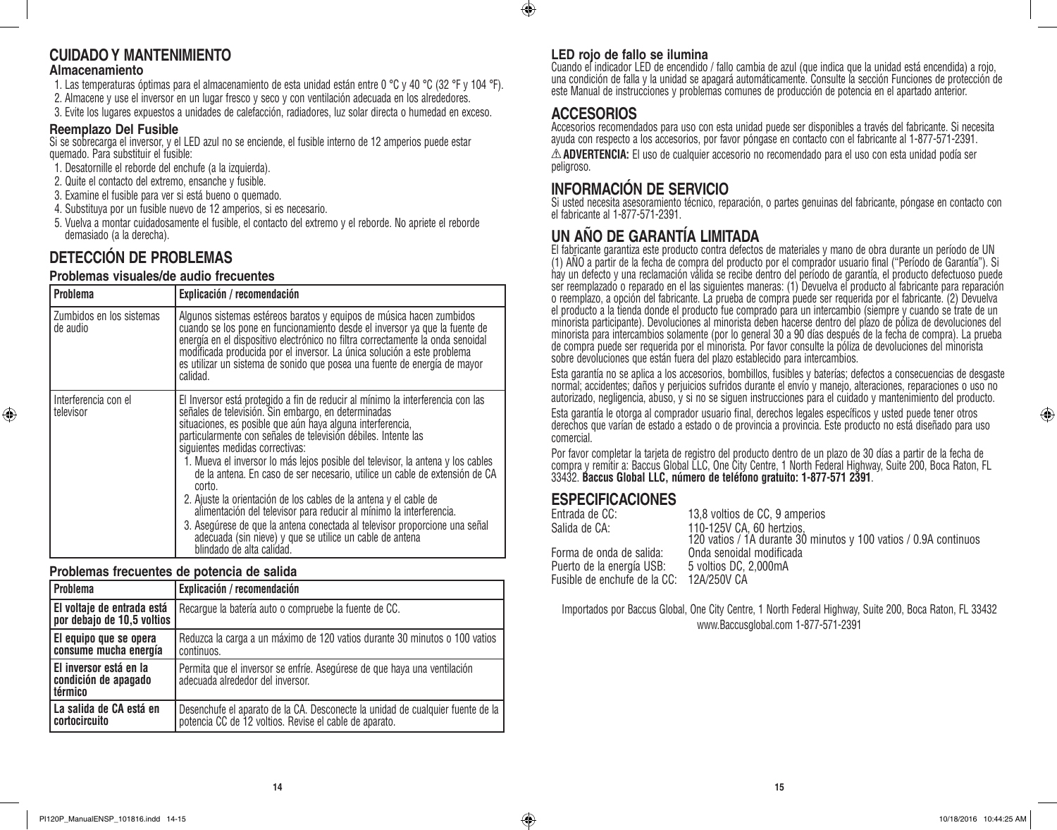# CUIDADO Y MANTENIMIENTO

### Almacenamiento

1. Las temperaturas óptimas para el almacenamiento de esta unidad están entre 0 °C y 40 °C (32 °F y 104 °F).
2. Almacene y use el inversor en un lugar fresco y seco y con ventilación adecuada en los alrededores.
3. Evite los lugares expuestos a unidades de calefacción, radiadores, luz solar directa o humedad en exceso.

### Reemplazo Del Fusible

Si se sobrecarga el inversor, y el LED azul no se enciende, el fusible interno de 12 amperios puede estar quemado. Para substituir el fusible:

1. Desatornille el reborde del enchufe (a la izquierda).
2. Quite el contacto del extremo, ensanche y fusible.
3. Examine el fusible para ver si está bueno o quemado.
4. Substituya por un fusible nuevo de 12 amperios, si es necesario.
5. Vuelva a montar cuidadosamente el fusible, el contacto del extremo y el reborde. No apriete el reborde demasiado (a la derecha).

# DETECCIÓN DE PROBLEMAS

### Problemas visuales/de audio frecuentes

| Problema | Explicación / recomendación |
|---|---|
| Zumbidos en los sistemas de audio | Algunos sistemas estéreos baratos y equipos de música hacen zumbidos cuando se los pone en funcionamiento desde el inversor ya que la fuente de energía en el dispositivo electrónico no filtra correctamente la onda senoidal modificada producida por el inversor. La única solución a este problema es utilizar un sistema de sonido que posea una fuente de energía de mayor calidad. |
| Interferencia con el televisor | El Inversor está protegido a fin de reducir al mínimo la interferencia con las señales de televisión. Sin embargo, en determinadas situaciones, es posible que aún haya alguna interferencia, particularmente con señales de televisión débiles. Intente las siguientes medidas correctivas: 1. Mueva el inversor lo más lejos posible del televisor, la antena y los cables de la antena. En caso de ser necesario, utilice un cable de extensión de CA corto. 2. Ajuste la orientación de los cables de la antena y el cable de alimentación del televisor para reducir al mínimo la interferencia. 3. Asegúrese de que la antena conectada al televisor proporcione una señal adecuada (sin nieve) y que se utilice un cable de antena blindado de alta calidad. |

### Problemas frecuentes de potencia de salida

| Problema | Explicación / recomendación |
|---|---|
| **El voltaje de entrada está por debajo de 10,5 voltios** | Recargue la batería auto o compruebe la fuente de CC. |
| **El equipo que se opera consume mucha energía** | Reduzca la carga a un máximo de 120 vatios durante 30 minutos o 100 vatios continuos. |
| **El inversor está en la condición de apagado térmico** | Permita que el inversor se enfríe. Asegúrese de que haya una ventilación adecuada alrededor del inversor. |
| **La salida de CA está en cortocircuito** | Desenchufe el aparato de la CA. Desconecte la unidad de cualquier fuente de la potencia CC de 12 voltios. Revise el cable de aparato. |

### LED rojo de fallo se ilumina

Cuando el indicador LED de encendido / fallo cambia de azul (que indica que la unidad está encendida) a rojo, una condición de falla y la unidad se apagará automáticamente. Consulte la sección Funciones de protección de este Manual de instrucciones y problemas comunes de producción de potencia en el apartado anterior.

# ACCESORIOS

Accesorios recomendados para uso con esta unidad puede ser disponibles a través del fabricante. Si necesita ayuda con respecto a los accesorios, por favor póngase en contacto con el fabricante al 1-877-571-2391.

⚠ **ADVERTENCIA:** El uso de cualquier accesorio no recomendado para el uso con esta unidad podía ser peligroso.

# INFORMACIÓN DE SERVICIO

Si usted necesita asesoramiento técnico, reparación, o partes genuinas del fabricante, póngase en contacto con el fabricante al 1-877-571-2391.

# UN AÑO DE GARANTÍA LIMITADA

El fabricante garantiza este producto contra defectos de materiales y mano de obra durante un período de UN (1) AÑO a partir de la fecha de compra del producto por el comprador usuario final ("Período de Garantía"). Si hay un defecto y una reclamación válida se recibe dentro del período de garantía, el producto defectuoso puede ser reemplazado o reparado en el las siguientes maneras: (1) Devuelva el producto al fabricante para reparación o reemplazo, a opción del fabricante. La prueba de compra puede ser requerida por el fabricante. (2) Devuelva el producto a la tienda donde el producto fue comprado para un intercambio (siempre y cuando se trate de un minorista participante). Devoluciones al minorista deben hacerse dentro del plazo de póliza de devoluciones del minorista para intercambios solamente (por lo general 30 a 90 días después de la fecha de compra). La prueba de compra puede ser requerida por el minorista. Por favor consulte la póliza de devoluciones del minorista sobre devoluciones que están fuera del plazo establecido para intercambios.

Esta garantía no se aplica a los accesorios, bombillos, fusibles y baterías; defectos a consecuencias de desgaste normal; accidentes; daños y perjuicios sufridos durante el envío y manejo, alteraciones, reparaciones o uso no autorizado, negligencia, abuso, y si no se siguen instrucciones para el cuidado y mantenimiento del producto.

Esta garantía le otorga al comprador usuario final, derechos legales específicos y usted puede tener otros derechos que varían de estado a estado o de provincia a provincia. Este producto no está diseñado para uso comercial.

Por favor completar la tarjeta de registro del producto dentro de un plazo de 30 días a partir de la fecha de compra y remitir a: Baccus Global LLC, One City Centre, 1 North Federal Highway, Suite 200, Boca Raton, FL 33432. **Baccus Global LLC, número de teléfono gratuito: 1-877-571 2391**.

# ESPECIFICACIONES

| | |
|---|---|
| Entrada de CC: | 13,8 voltios de CC, 9 amperios |
| Salida de CA: | 110-125V CA, 60 hertzios, 120 vatios / 1A durante 30 minutos y 100 vatios / 0.9A continuos |
| Forma de onda de salida: | Onda senoidal modificada |
| Puerto de la energía USB: | 5 voltios DC, 2,000mA |
| Fusible de enchufe de la CC: | 12A/250V CA |

Importados por Baccus Global, One City Centre, 1 North Federal Highway, Suite 200, Boca Raton, FL 33432
www.Baccusglobal.com 1-877-571-2391